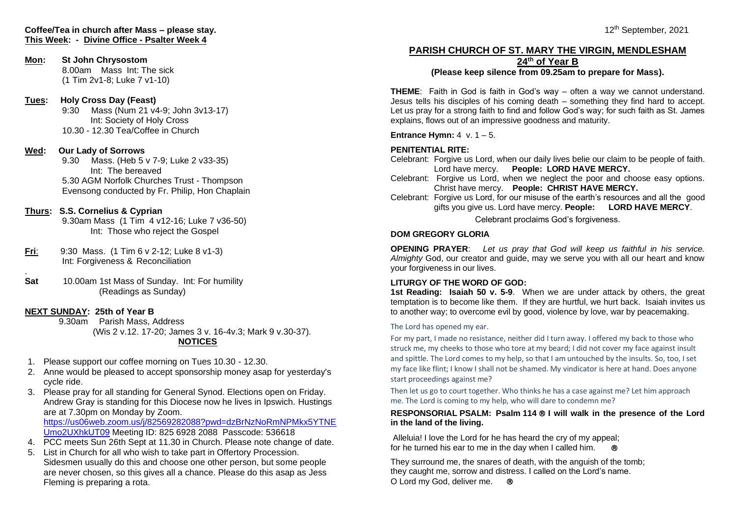**Coffee/Tea in church after Mass – please stay.**
**This Week: - Divine Office - Psalter Week 4**

**Mon: St John Chrysostom**
8.00am Mass Int: The sick
(1 Tim 2v1-8; Luke 7 v1-10)

**Tues: Holy Cross Day (Feast)**
9:30 Mass (Num 21 v4-9; John 3v13-17)
Int: Society of Holy Cross
10.30 - 12.30 Tea/Coffee in Church

**Wed: Our Lady of Sorrows**
9.30 Mass. (Heb 5 v 7-9; Luke 2 v33-35)
Int: The bereaved
5.30 AGM Norfolk Churches Trust - Thompson
Evensong conducted by Fr. Philip, Hon Chaplain

**Thurs: S.S. Cornelius & Cyprian**
9.30am Mass (1 Tim 4 v12-16; Luke 7 v36-50)
Int: Those who reject the Gospel

**Fri**: 9:30 Mass. (1 Tim 6 v 2-12; Luke 8 v1-3)
Int: Forgiveness & Reconciliation

**Sat** 10.00am 1st Mass of Sunday. Int: For humility
(Readings as Sunday)

**NEXT SUNDAY: 25th of Year B**
9.30am Parish Mass, Address
(Wis 2 v.12. 17-20; James 3 v. 16-4v.3; Mark 9 v.30-37).

## NOTICES

1. Please support our coffee morning on Tues 10.30 - 12.30.
2. Anne would be pleased to accept sponsorship money asap for yesterday's cycle ride.
3. Please pray for all standing for General Synod. Elections open on Friday. Andrew Gray is standing for this Diocese now he lives in Ipswich. Hustings are at 7.30pm on Monday by Zoom. https://us06web.zoom.us/j/82569282088?pwd=dzBrNzNoRmNPMkx5YTNEUmo2UXhkUT09 Meeting ID: 825 6928 2088 Passcode: 536618
4. PCC meets Sun 26th Sept at 11.30 in Church. Please note change of date.
5. List in Church for all who wish to take part in Offertory Procession. Sidesmen usually do this and choose one other person, but some people are never chosen, so this gives all a chance. Please do this asap as Jess Fleming is preparing a rota.

12th September, 2021

# PARISH CHURCH OF ST. MARY THE VIRGIN, MENDLESHAM

## 24th of Year B

**(Please keep silence from 09.25am to prepare for Mass).**

**THEME**: Faith in God is faith in God's way – often a way we cannot understand. Jesus tells his disciples of his coming death – something they find hard to accept. Let us pray for a strong faith to find and follow God's way; for such faith as St. James explains, flows out of an impressive goodness and maturity.

**Entrance Hymn:** 4 v. 1 – 5.

**PENITENTIAL RITE:**

Celebrant: Forgive us Lord, when our daily lives belie our claim to be people of faith. Lord have mercy. **People: LORD HAVE MERCY.**

Celebrant: Forgive us Lord, when we neglect the poor and choose easy options. Christ have mercy. **People: CHRIST HAVE MERCY.**

Celebrant: Forgive us Lord, for our misuse of the earth's resources and all the good gifts you give us. Lord have mercy. **People: LORD HAVE MERCY**.

Celebrant proclaims God's forgiveness.

**DOM GREGORY GLORIA**

**OPENING PRAYER**: *Let us pray that God will keep us faithful in his service. Almighty* God, our creator and guide, may we serve you with all our heart and know your forgiveness in our lives.

**LITURGY OF THE WORD OF GOD:**

**1st Reading: Isaiah 50 v. 5-9**. When we are under attack by others, the great temptation is to become like them. If they are hurtful, we hurt back. Isaiah invites us to another way; to overcome evil by good, violence by love, war by peacemaking.

The Lord has opened my ear.

For my part, I made no resistance, neither did I turn away. I offered my back to those who struck me, my cheeks to those who tore at my beard; I did not cover my face against insult and spittle. The Lord comes to my help, so that I am untouched by the insults. So, too, I set my face like flint; I know I shall not be shamed. My vindicator is here at hand. Does anyone start proceedings against me?

Then let us go to court together. Who thinks he has a case against me? Let him approach me. The Lord is coming to my help, who will dare to condemn me?

**RESPONSORIAL PSALM: Psalm 114 ® I will walk in the presence of the Lord in the land of the living.**

Alleluia! I love the Lord for he has heard the cry of my appeal;
for he turned his ear to me in the day when I called him. ®

They surround me, the snares of death, with the anguish of the tomb;
they caught me, sorrow and distress. I called on the Lord's name.
O Lord my God, deliver me. ®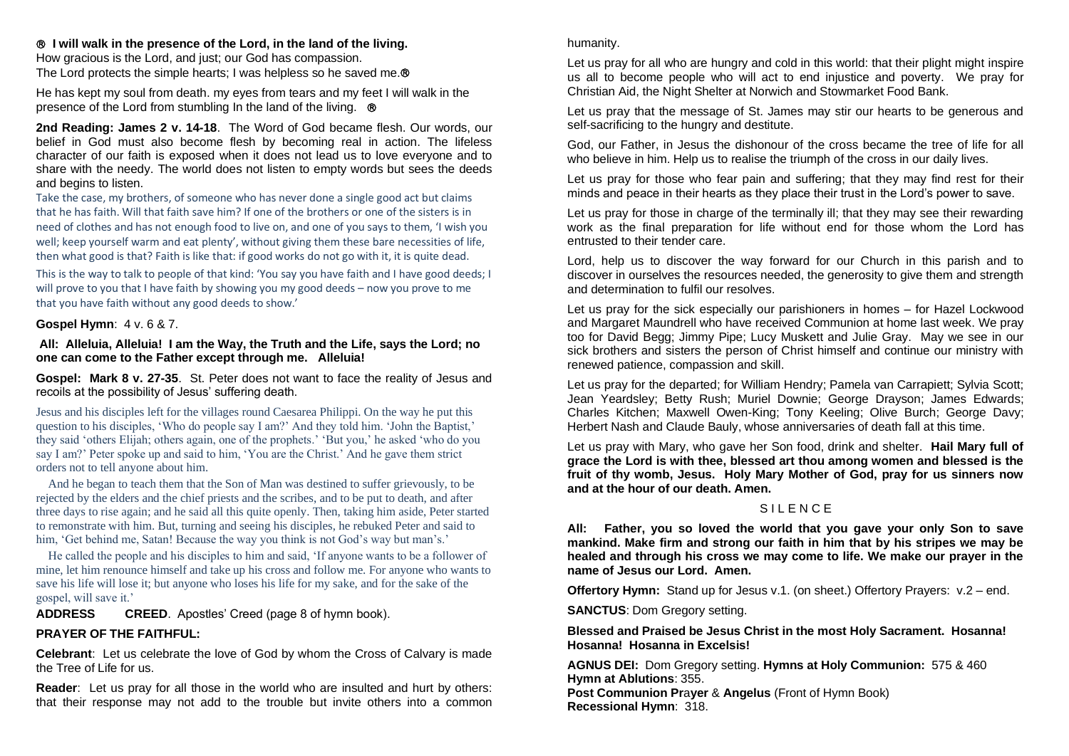® **I will walk in the presence of the Lord, in the land of the living.**
How gracious is the Lord, and just; our God has compassion.
The Lord protects the simple hearts; I was helpless so he saved me.®

He has kept my soul from death. my eyes from tears and my feet I will walk in the presence of the Lord from stumbling In the land of the living. ®

**2nd Reading: James 2 v. 14-18**. The Word of God became flesh. Our words, our belief in God must also become flesh by becoming real in action. The lifeless character of our faith is exposed when it does not lead us to love everyone and to share with the needy. The world does not listen to empty words but sees the deeds and begins to listen.

Take the case, my brothers, of someone who has never done a single good act but claims that he has faith. Will that faith save him? If one of the brothers or one of the sisters is in need of clothes and has not enough food to live on, and one of you says to them, 'I wish you well; keep yourself warm and eat plenty', without giving them these bare necessities of life, then what good is that? Faith is like that: if good works do not go with it, it is quite dead.

This is the way to talk to people of that kind: 'You say you have faith and I have good deeds; I will prove to you that I have faith by showing you my good deeds – now you prove to me that you have faith without any good deeds to show.'

**Gospel Hymn**: 4 v. 6 & 7.

**All: Alleluia, Alleluia! I am the Way, the Truth and the Life, says the Lord; no one can come to the Father except through me. Alleluia!**

**Gospel: Mark 8 v. 27-35**. St. Peter does not want to face the reality of Jesus and recoils at the possibility of Jesus' suffering death.

Jesus and his disciples left for the villages round Caesarea Philippi. On the way he put this question to his disciples, 'Who do people say I am?' And they told him. 'John the Baptist,' they said 'others Elijah; others again, one of the prophets.' 'But you,' he asked 'who do you say I am?' Peter spoke up and said to him, 'You are the Christ.' And he gave them strict orders not to tell anyone about him.

And he began to teach them that the Son of Man was destined to suffer grievously, to be rejected by the elders and the chief priests and the scribes, and to be put to death, and after three days to rise again; and he said all this quite openly. Then, taking him aside, Peter started to remonstrate with him. But, turning and seeing his disciples, he rebuked Peter and said to him, 'Get behind me, Satan! Because the way you think is not God's way but man's.'

He called the people and his disciples to him and said, 'If anyone wants to be a follower of mine, let him renounce himself and take up his cross and follow me. For anyone who wants to save his life will lose it; but anyone who loses his life for my sake, and for the sake of the gospel, will save it.'

**ADDRESS** **CREED**. Apostles' Creed (page 8 of hymn book).

**PRAYER OF THE FAITHFUL:**

**Celebrant**: Let us celebrate the love of God by whom the Cross of Calvary is made the Tree of Life for us.

**Reader**: Let us pray for all those in the world who are insulted and hurt by others: that their response may not add to the trouble but invite others into a common humanity.

Let us pray for all who are hungry and cold in this world: that their plight might inspire us all to become people who will act to end injustice and poverty. We pray for Christian Aid, the Night Shelter at Norwich and Stowmarket Food Bank.

Let us pray that the message of St. James may stir our hearts to be generous and self-sacrificing to the hungry and destitute.

God, our Father, in Jesus the dishonour of the cross became the tree of life for all who believe in him. Help us to realise the triumph of the cross in our daily lives.

Let us pray for those who fear pain and suffering; that they may find rest for their minds and peace in their hearts as they place their trust in the Lord's power to save.

Let us pray for those in charge of the terminally ill; that they may see their rewarding work as the final preparation for life without end for those whom the Lord has entrusted to their tender care.

Lord, help us to discover the way forward for our Church in this parish and to discover in ourselves the resources needed, the generosity to give them and strength and determination to fulfil our resolves.

Let us pray for the sick especially our parishioners in homes – for Hazel Lockwood and Margaret Maundrell who have received Communion at home last week. We pray too for David Begg; Jimmy Pipe; Lucy Muskett and Julie Gray. May we see in our sick brothers and sisters the person of Christ himself and continue our ministry with renewed patience, compassion and skill.

Let us pray for the departed; for William Hendry; Pamela van Carrapiett; Sylvia Scott; Jean Yeardsley; Betty Rush; Muriel Downie; George Drayson; James Edwards; Charles Kitchen; Maxwell Owen-King; Tony Keeling; Olive Burch; George Davy; Herbert Nash and Claude Bauly, whose anniversaries of death fall at this time.

Let us pray with Mary, who gave her Son food, drink and shelter. **Hail Mary full of grace the Lord is with thee, blessed art thou among women and blessed is the fruit of thy womb, Jesus. Holy Mary Mother of God, pray for us sinners now and at the hour of our death. Amen.**

S I L E N C E

**All: Father, you so loved the world that you gave your only Son to save mankind. Make firm and strong our faith in him that by his stripes we may be healed and through his cross we may come to life. We make our prayer in the name of Jesus our Lord. Amen.**

**Offertory Hymn:** Stand up for Jesus v.1. (on sheet.) Offertory Prayers: v.2 – end.

**SANCTUS**: Dom Gregory setting.

**Blessed and Praised be Jesus Christ in the most Holy Sacrament. Hosanna! Hosanna! Hosanna in Excelsis!**

**AGNUS DEI:** Dom Gregory setting. **Hymns at Holy Communion:** 575 & 460
**Hymn at Ablutions**: 355.
**Post Communion Prayer** & **Angelus** (Front of Hymn Book)
**Recessional Hymn**: 318.